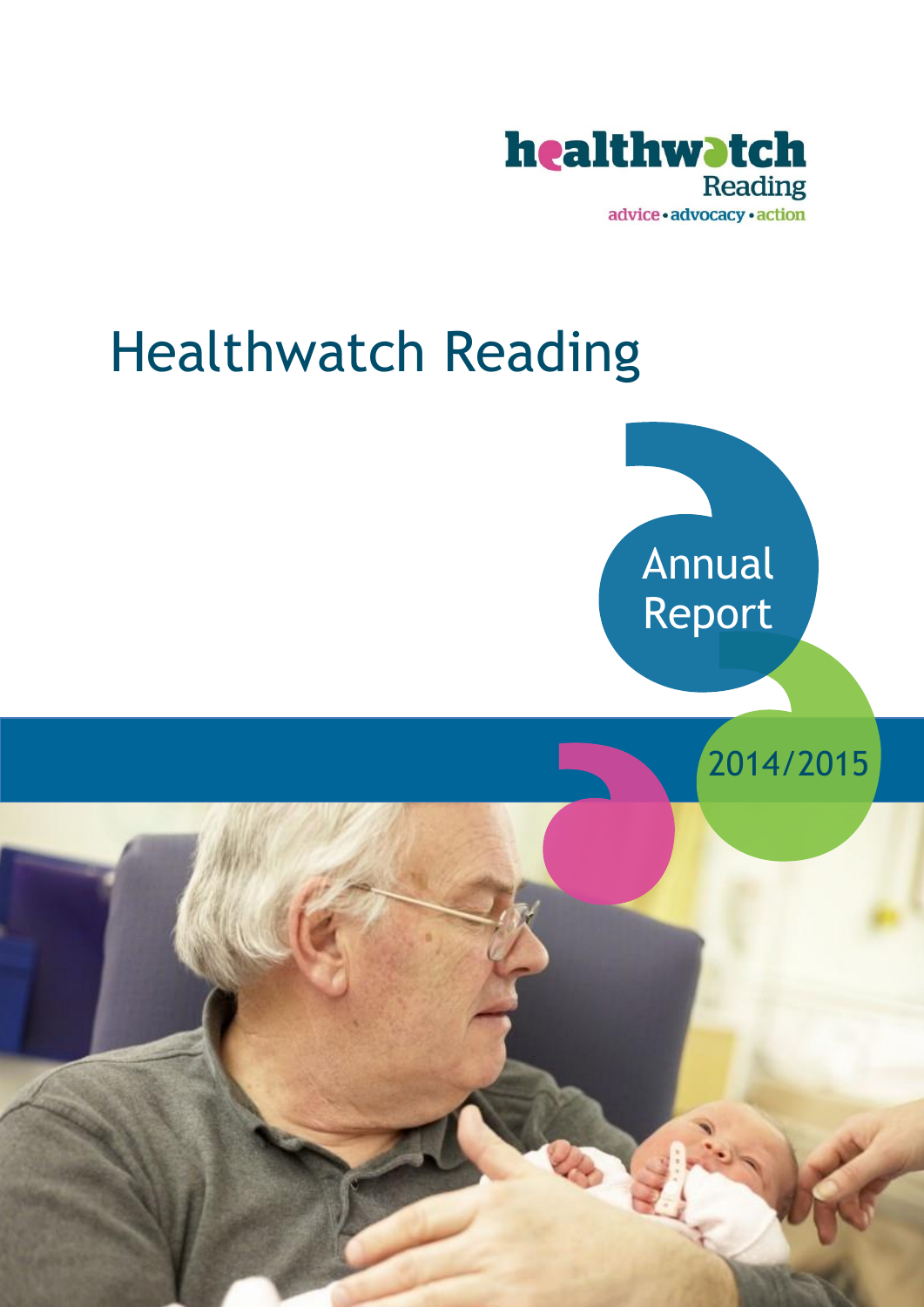healthwatch
Reading
advice • advocacy • action

# Healthwatch Reading

Annual Report

2014/2015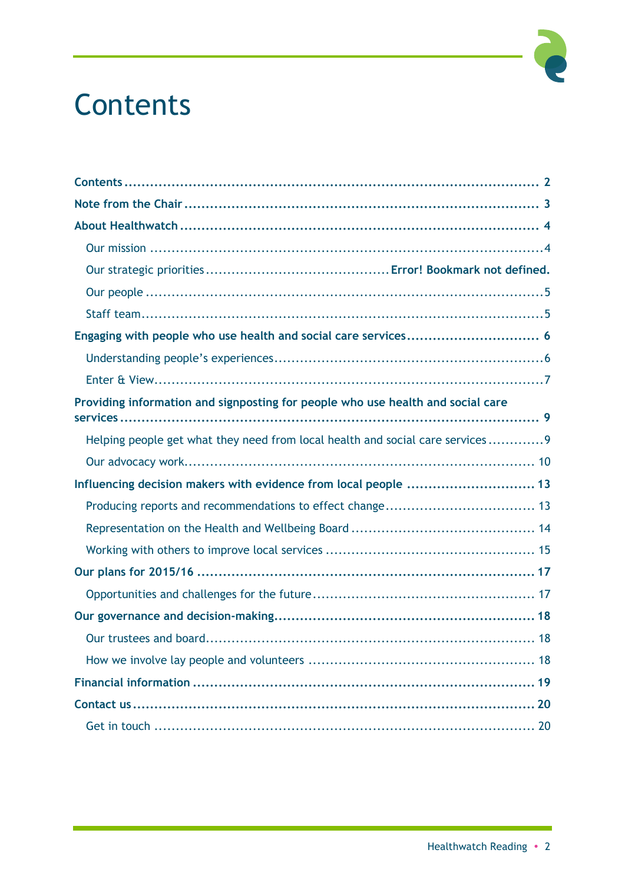# Contents

**Contents** .......... **2**

**Note from the Chair** .......... **3**

**About Healthwatch** .......... **4**

- Our mission .......... 4
- Our strategic priorities .......... **Error! Bookmark not defined.**
- Our people .......... 5
- Staff team .......... 5

**Engaging with people who use health and social care services** .......... **6**

- Understanding people's experiences .......... 6
- Enter & View .......... 7

**Providing information and signposting for people who use health and social care services** .......... **9**

- Helping people get what they need from local health and social care services .......... 9
- Our advocacy work .......... 10

**Influencing decision makers with evidence from local people** .......... **13**

- Producing reports and recommendations to effect change .......... 13
- Representation on the Health and Wellbeing Board .......... 14
- Working with others to improve local services .......... 15

**Our plans for 2015/16** .......... **17**

- Opportunities and challenges for the future .......... 17

**Our governance and decision-making** .......... **18**

- Our trustees and board .......... 18
- How we involve lay people and volunteers .......... 18

**Financial information** .......... **19**

**Contact us** .......... **20**

- Get in touch .......... 20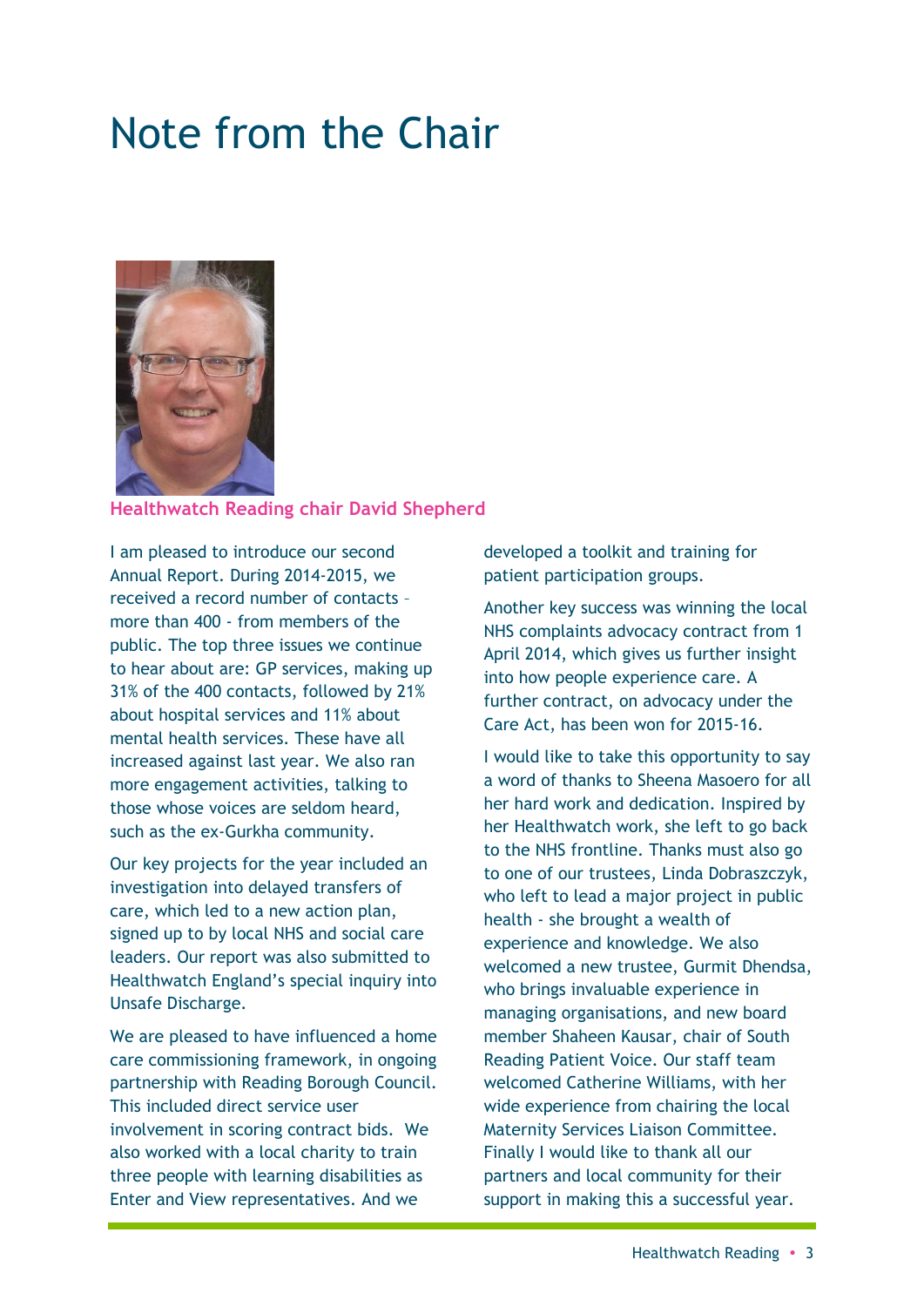# Note from the Chair

**Healthwatch Reading chair David Shepherd**

I am pleased to introduce our second Annual Report. During 2014-2015, we received a record number of contacts – more than 400 - from members of the public. The top three issues we continue to hear about are: GP services, making up 31% of the 400 contacts, followed by 21% about hospital services and 11% about mental health services. These have all increased against last year. We also ran more engagement activities, talking to those whose voices are seldom heard, such as the ex-Gurkha community.

Our key projects for the year included an investigation into delayed transfers of care, which led to a new action plan, signed up to by local NHS and social care leaders. Our report was also submitted to Healthwatch England's special inquiry into Unsafe Discharge.

We are pleased to have influenced a home care commissioning framework, in ongoing partnership with Reading Borough Council. This included direct service user involvement in scoring contract bids. We also worked with a local charity to train three people with learning disabilities as Enter and View representatives. And we developed a toolkit and training for patient participation groups.

Another key success was winning the local NHS complaints advocacy contract from 1 April 2014, which gives us further insight into how people experience care. A further contract, on advocacy under the Care Act, has been won for 2015-16.

I would like to take this opportunity to say a word of thanks to Sheena Masoero for all her hard work and dedication. Inspired by her Healthwatch work, she left to go back to the NHS frontline. Thanks must also go to one of our trustees, Linda Dobraszczyk, who left to lead a major project in public health - she brought a wealth of experience and knowledge. We also welcomed a new trustee, Gurmit Dhendsa, who brings invaluable experience in managing organisations, and new board member Shaheen Kausar, chair of South Reading Patient Voice. Our staff team welcomed Catherine Williams, with her wide experience from chairing the local Maternity Services Liaison Committee. Finally I would like to thank all our partners and local community for their support in making this a successful year.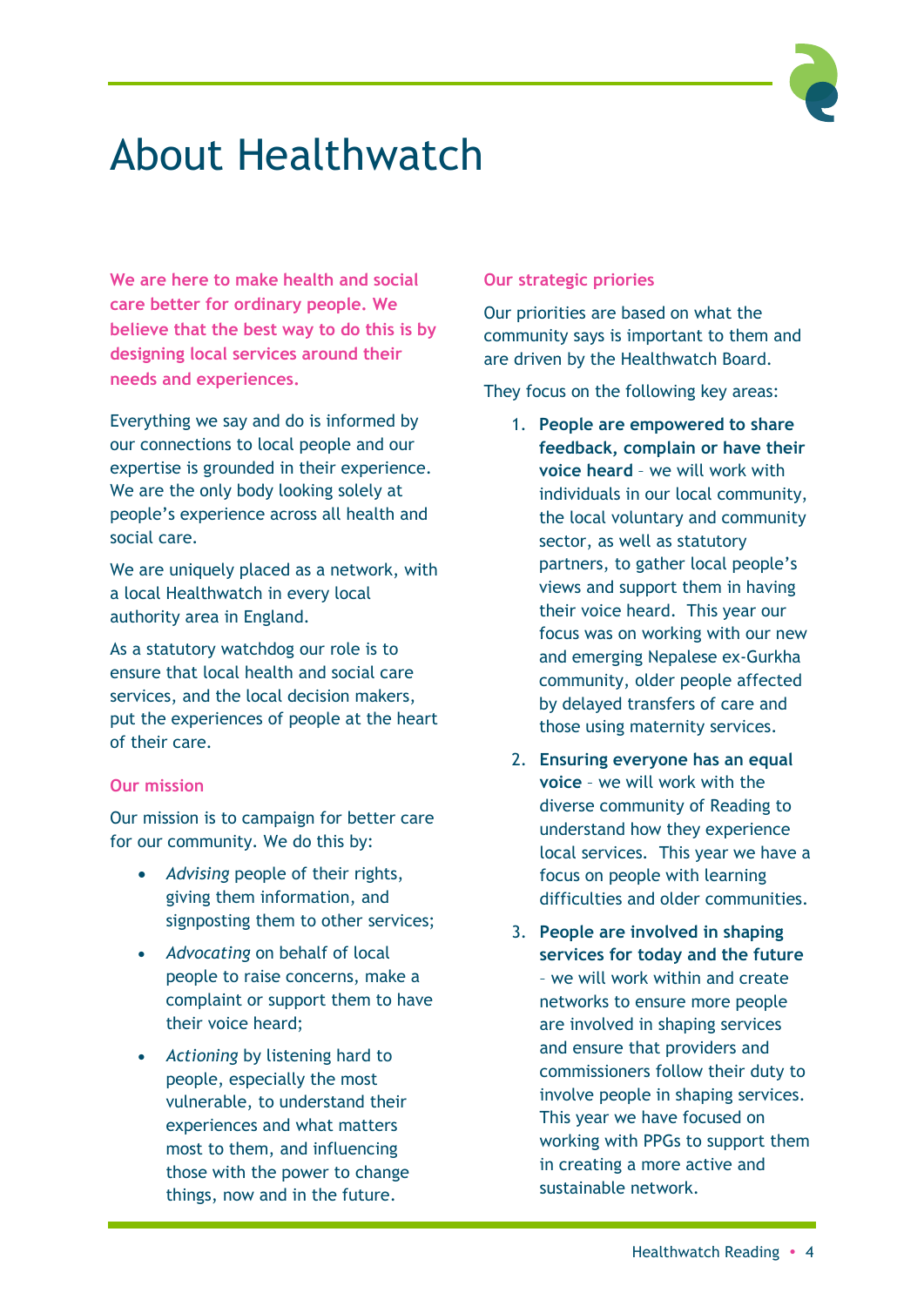# About Healthwatch

**We are here to make health and social care better for ordinary people. We believe that the best way to do this is by designing local services around their needs and experiences.**

Everything we say and do is informed by our connections to local people and our expertise is grounded in their experience. We are the only body looking solely at people's experience across all health and social care.

We are uniquely placed as a network, with a local Healthwatch in every local authority area in England.

As a statutory watchdog our role is to ensure that local health and social care services, and the local decision makers, put the experiences of people at the heart of their care.

### Our mission

Our mission is to campaign for better care for our community. We do this by:

- *Advising* people of their rights, giving them information, and signposting them to other services;
- *Advocating* on behalf of local people to raise concerns, make a complaint or support them to have their voice heard;
- *Actioning* by listening hard to people, especially the most vulnerable, to understand their experiences and what matters most to them, and influencing those with the power to change things, now and in the future.

### Our strategic priories

Our priorities are based on what the community says is important to them and are driven by the Healthwatch Board.

They focus on the following key areas:

1. **People are empowered to share feedback, complain or have their voice heard** – we will work with individuals in our local community, the local voluntary and community sector, as well as statutory partners, to gather local people's views and support them in having their voice heard. This year our focus was on working with our new and emerging Nepalese ex-Gurkha community, older people affected by delayed transfers of care and those using maternity services.
2. **Ensuring everyone has an equal voice** – we will work with the diverse community of Reading to understand how they experience local services. This year we have a focus on people with learning difficulties and older communities.
3. **People are involved in shaping services for today and the future** – we will work within and create networks to ensure more people are involved in shaping services and ensure that providers and commissioners follow their duty to involve people in shaping services. This year we have focused on working with PPGs to support them in creating a more active and sustainable network.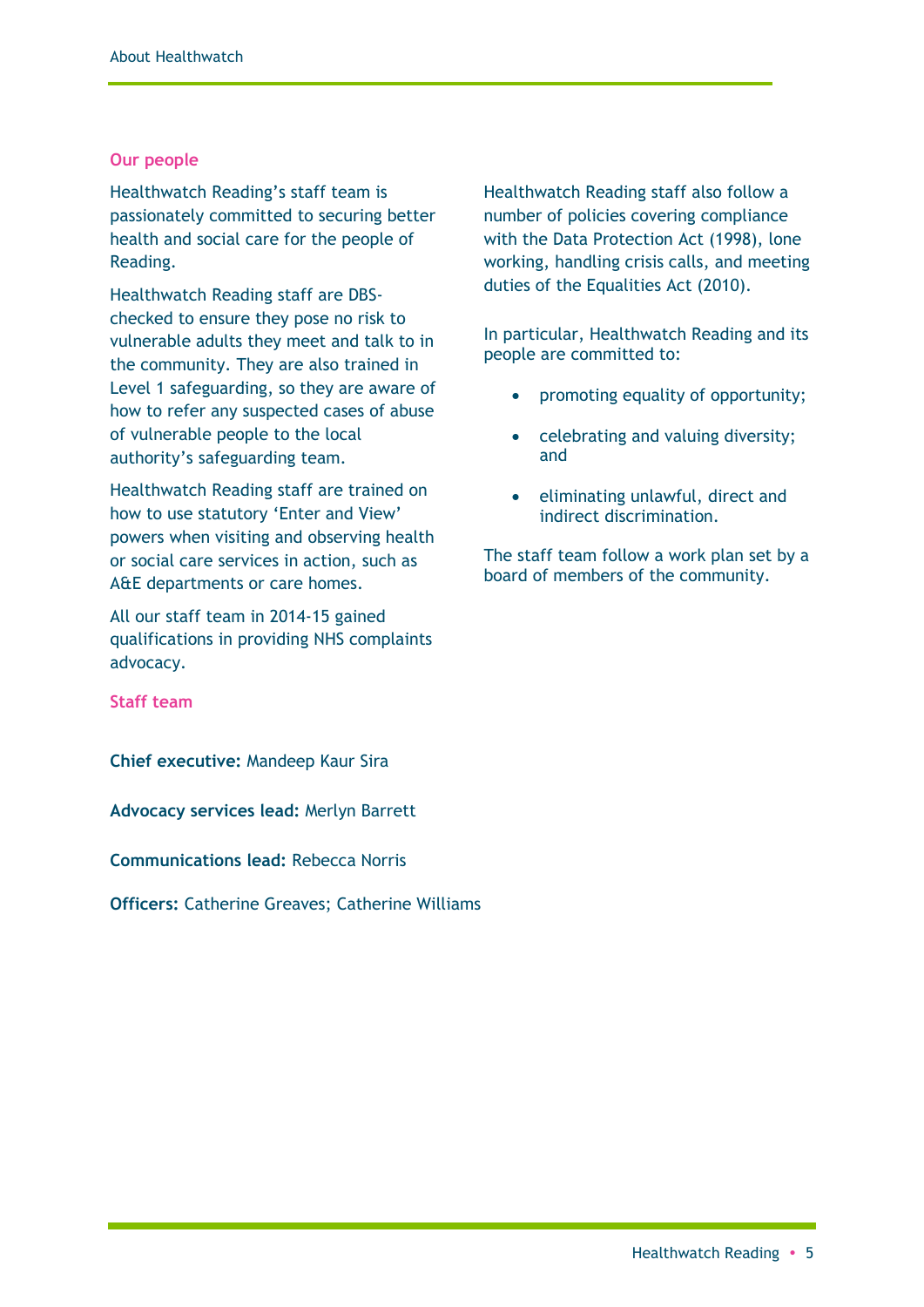## Our people

Healthwatch Reading's staff team is passionately committed to securing better health and social care for the people of Reading.

Healthwatch Reading staff are DBS-checked to ensure they pose no risk to vulnerable adults they meet and talk to in the community. They are also trained in Level 1 safeguarding, so they are aware of how to refer any suspected cases of abuse of vulnerable people to the local authority's safeguarding team.

Healthwatch Reading staff are trained on how to use statutory 'Enter and View' powers when visiting and observing health or social care services in action, such as A&E departments or care homes.

All our staff team in 2014-15 gained qualifications in providing NHS complaints advocacy.

## Staff team

**Chief executive:** Mandeep Kaur Sira

**Advocacy services lead:** Merlyn Barrett

**Communications lead:** Rebecca Norris

**Officers:** Catherine Greaves; Catherine Williams

Healthwatch Reading staff also follow a number of policies covering compliance with the Data Protection Act (1998), lone working, handling crisis calls, and meeting duties of the Equalities Act (2010).

In particular, Healthwatch Reading and its people are committed to:

- promoting equality of opportunity;
- celebrating and valuing diversity; and
- eliminating unlawful, direct and indirect discrimination.

The staff team follow a work plan set by a board of members of the community.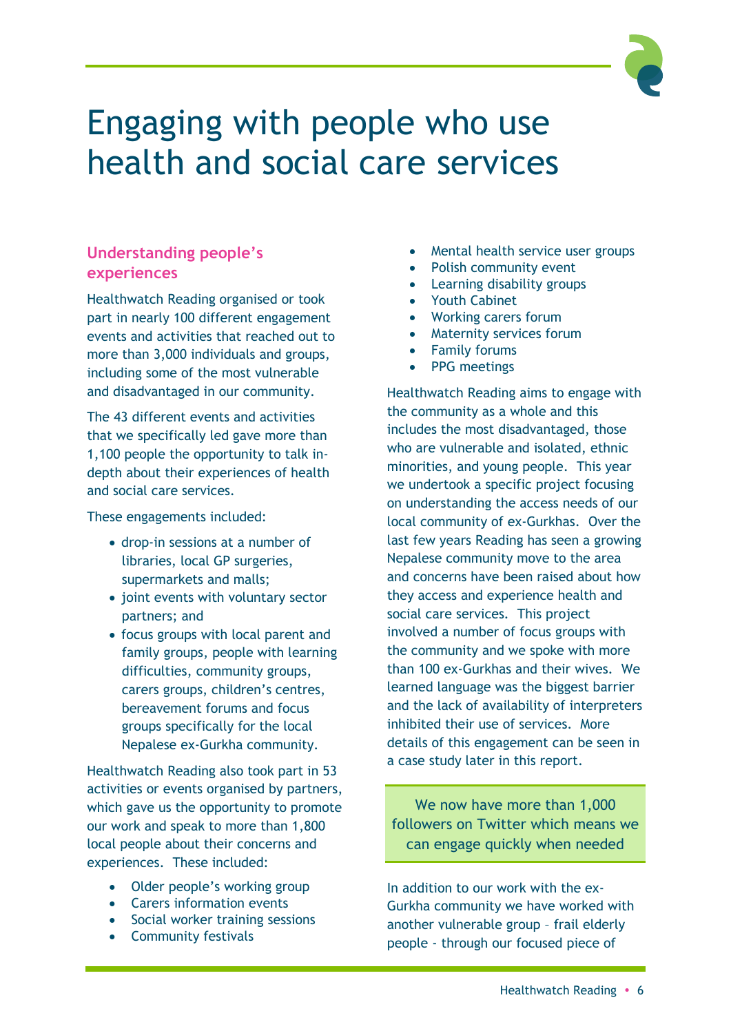# Engaging with people who use health and social care services

## Understanding people's experiences

Healthwatch Reading organised or took part in nearly 100 different engagement events and activities that reached out to more than 3,000 individuals and groups, including some of the most vulnerable and disadvantaged in our community.

The 43 different events and activities that we specifically led gave more than 1,100 people the opportunity to talk in-depth about their experiences of health and social care services.

These engagements included:

- drop-in sessions at a number of libraries, local GP surgeries, supermarkets and malls;
- joint events with voluntary sector partners; and
- focus groups with local parent and family groups, people with learning difficulties, community groups, carers groups, children's centres, bereavement forums and focus groups specifically for the local Nepalese ex-Gurkha community.

Healthwatch Reading also took part in 53 activities or events organised by partners, which gave us the opportunity to promote our work and speak to more than 1,800 local people about their concerns and experiences. These included:

- Older people's working group
- Carers information events
- Social worker training sessions
- Community festivals
- Mental health service user groups
- Polish community event
- Learning disability groups
- Youth Cabinet
- Working carers forum
- Maternity services forum
- Family forums
- PPG meetings

Healthwatch Reading aims to engage with the community as a whole and this includes the most disadvantaged, those who are vulnerable and isolated, ethnic minorities, and young people. This year we undertook a specific project focusing on understanding the access needs of our local community of ex-Gurkhas. Over the last few years Reading has seen a growing Nepalese community move to the area and concerns have been raised about how they access and experience health and social care services. This project involved a number of focus groups with the community and we spoke with more than 100 ex-Gurkhas and their wives. We learned language was the biggest barrier and the lack of availability of interpreters inhibited their use of services. More details of this engagement can be seen in a case study later in this report.

> We now have more than 1,000 followers on Twitter which means we can engage quickly when needed

In addition to our work with the ex-Gurkha community we have worked with another vulnerable group – frail elderly people - through our focused piece of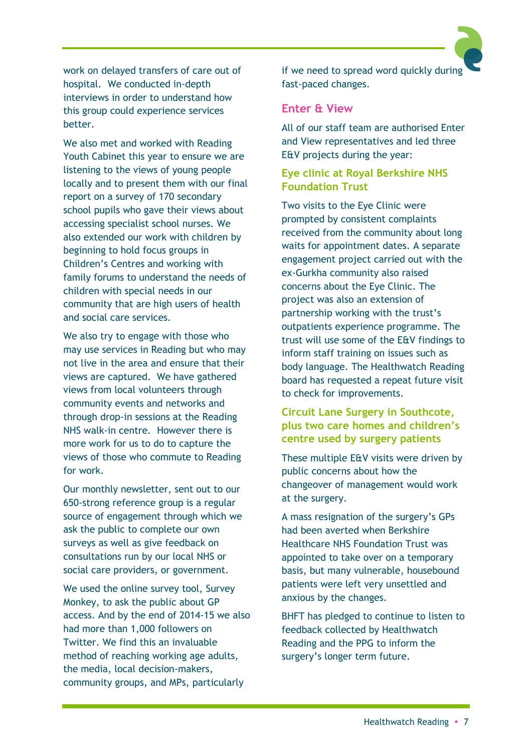work on delayed transfers of care out of hospital. We conducted in-depth interviews in order to understand how this group could experience services better.

We also met and worked with Reading Youth Cabinet this year to ensure we are listening to the views of young people locally and to present them with our final report on a survey of 170 secondary school pupils who gave their views about accessing specialist school nurses. We also extended our work with children by beginning to hold focus groups in Children's Centres and working with family forums to understand the needs of children with special needs in our community that are high users of health and social care services.

We also try to engage with those who may use services in Reading but who may not live in the area and ensure that their views are captured. We have gathered views from local volunteers through community events and networks and through drop-in sessions at the Reading NHS walk-in centre. However there is more work for us to do to capture the views of those who commute to Reading for work.

Our monthly newsletter, sent out to our 650-strong reference group is a regular source of engagement through which we ask the public to complete our own surveys as well as give feedback on consultations run by our local NHS or social care providers, or government.

We used the online survey tool, Survey Monkey, to ask the public about GP access. And by the end of 2014-15 we also had more than 1,000 followers on Twitter. We find this an invaluable method of reaching working age adults, the media, local decision-makers, community groups, and MPs, particularly if we need to spread word quickly during fast-paced changes.

## Enter & View

All of our staff team are authorised Enter and View representatives and led three E&V projects during the year:

### Eye clinic at Royal Berkshire NHS Foundation Trust

Two visits to the Eye Clinic were prompted by consistent complaints received from the community about long waits for appointment dates. A separate engagement project carried out with the ex-Gurkha community also raised concerns about the Eye Clinic. The project was also an extension of partnership working with the trust's outpatients experience programme. The trust will use some of the E&V findings to inform staff training on issues such as body language. The Healthwatch Reading board has requested a repeat future visit to check for improvements.

### Circuit Lane Surgery in Southcote, plus two care homes and children's centre used by surgery patients

These multiple E&V visits were driven by public concerns about how the changeover of management would work at the surgery.

A mass resignation of the surgery's GPs had been averted when Berkshire Healthcare NHS Foundation Trust was appointed to take over on a temporary basis, but many vulnerable, housebound patients were left very unsettled and anxious by the changes.

BHFT has pledged to continue to listen to feedback collected by Healthwatch Reading and the PPG to inform the surgery's longer term future.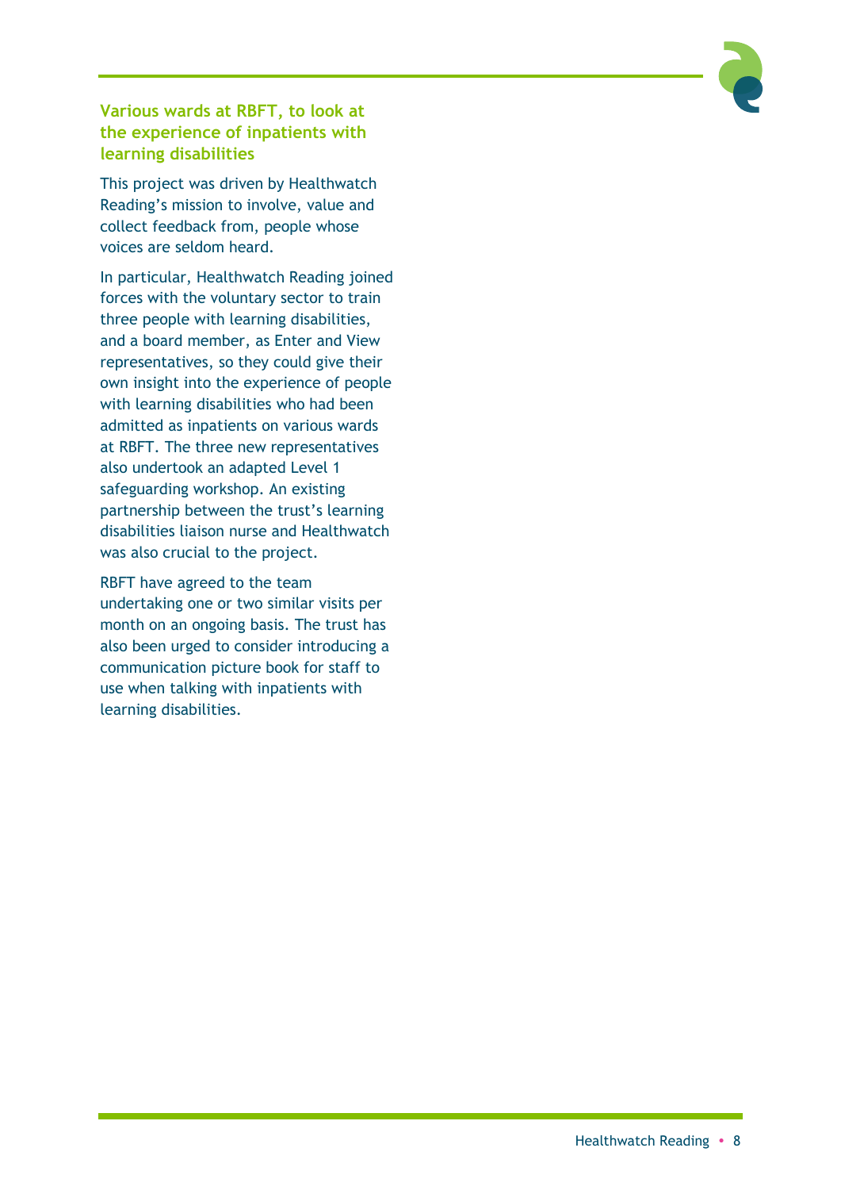### Various wards at RBFT, to look at the experience of inpatients with learning disabilities

This project was driven by Healthwatch Reading's mission to involve, value and collect feedback from, people whose voices are seldom heard.

In particular, Healthwatch Reading joined forces with the voluntary sector to train three people with learning disabilities, and a board member, as Enter and View representatives, so they could give their own insight into the experience of people with learning disabilities who had been admitted as inpatients on various wards at RBFT. The three new representatives also undertook an adapted Level 1 safeguarding workshop. An existing partnership between the trust's learning disabilities liaison nurse and Healthwatch was also crucial to the project.

RBFT have agreed to the team undertaking one or two similar visits per month on an ongoing basis. The trust has also been urged to consider introducing a communication picture book for staff to use when talking with inpatients with learning disabilities.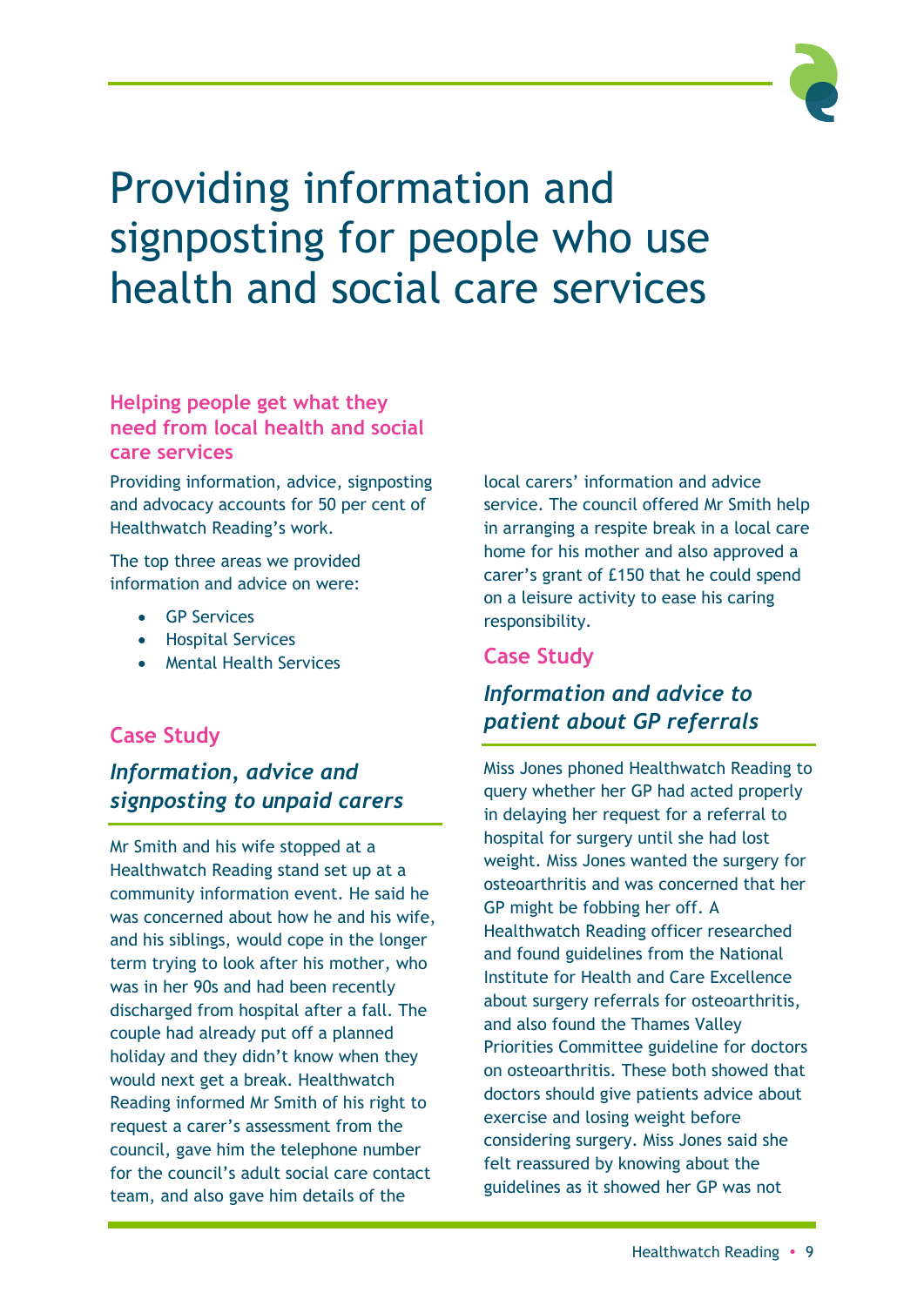# Providing information and signposting for people who use health and social care services

## Helping people get what they need from local health and social care services

Providing information, advice, signposting and advocacy accounts for 50 per cent of Healthwatch Reading's work.

The top three areas we provided information and advice on were:

- GP Services
- Hospital Services
- Mental Health Services

### Case Study

### *Information, advice and signposting to unpaid carers*

Mr Smith and his wife stopped at a Healthwatch Reading stand set up at a community information event. He said he was concerned about how he and his wife, and his siblings, would cope in the longer term trying to look after his mother, who was in her 90s and had been recently discharged from hospital after a fall. The couple had already put off a planned holiday and they didn't know when they would next get a break. Healthwatch Reading informed Mr Smith of his right to request a carer's assessment from the council, gave him the telephone number for the council's adult social care contact team, and also gave him details of the local carers' information and advice service. The council offered Mr Smith help in arranging a respite break in a local care home for his mother and also approved a carer's grant of £150 that he could spend on a leisure activity to ease his caring responsibility.

### Case Study

### *Information and advice to patient about GP referrals*

Miss Jones phoned Healthwatch Reading to query whether her GP had acted properly in delaying her request for a referral to hospital for surgery until she had lost weight. Miss Jones wanted the surgery for osteoarthritis and was concerned that her GP might be fobbing her off. A Healthwatch Reading officer researched and found guidelines from the National Institute for Health and Care Excellence about surgery referrals for osteoarthritis, and also found the Thames Valley Priorities Committee guideline for doctors on osteoarthritis. These both showed that doctors should give patients advice about exercise and losing weight before considering surgery. Miss Jones said she felt reassured by knowing about the guidelines as it showed her GP was not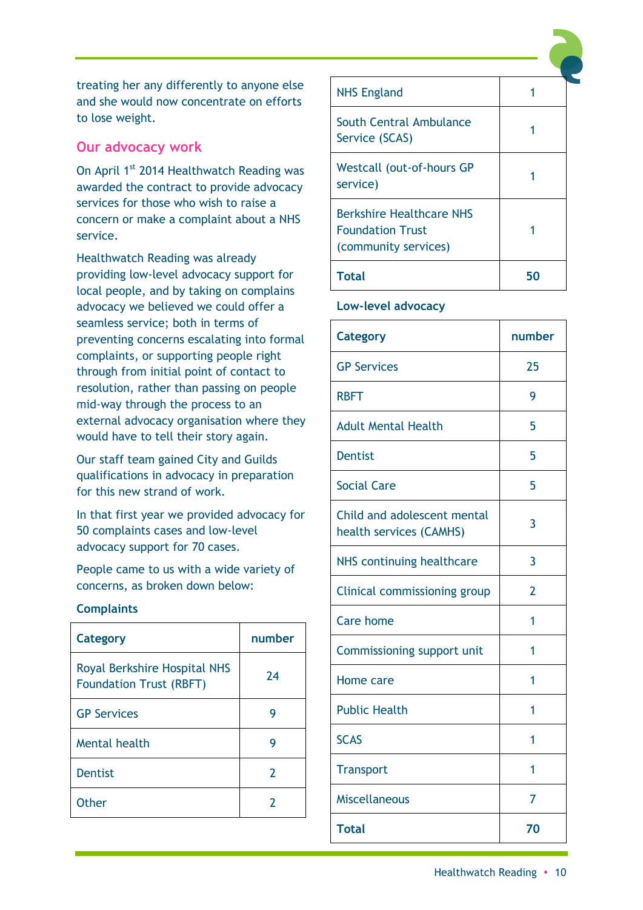treating her any differently to anyone else and she would now concentrate on efforts to lose weight.

## Our advocacy work

On April 1st 2014 Healthwatch Reading was awarded the contract to provide advocacy services for those who wish to raise a concern or make a complaint about a NHS service.

Healthwatch Reading was already providing low-level advocacy support for local people, and by taking on complains advocacy we believed we could offer a seamless service; both in terms of preventing concerns escalating into formal complaints, or supporting people right through from initial point of contact to resolution, rather than passing on people mid-way through the process to an external advocacy organisation where they would have to tell their story again.

Our staff team gained City and Guilds qualifications in advocacy in preparation for this new strand of work.

In that first year we provided advocacy for 50 complaints cases and low-level advocacy support for 70 cases.

People came to us with a wide variety of concerns, as broken down below:

**Complaints**

| Category | number |
|---|---|
| Royal Berkshire Hospital NHS Foundation Trust (RBFT) | 24 |
| GP Services | 9 |
| Mental health | 9 |
| Dentist | 2 |
| Other | 2 |
| NHS England | 1 |
| South Central Ambulance Service (SCAS) | 1 |
| Westcall (out-of-hours GP service) | 1 |
| Berkshire Healthcare NHS Foundation Trust (community services) | 1 |
| **Total** | **50** |

**Low-level advocacy**

| Category | number |
|---|---|
| GP Services | 25 |
| RBFT | 9 |
| Adult Mental Health | 5 |
| Dentist | 5 |
| Social Care | 5 |
| Child and adolescent mental health services (CAMHS) | 3 |
| NHS continuing healthcare | 3 |
| Clinical commissioning group | 2 |
| Care home | 1 |
| Commissioning support unit | 1 |
| Home care | 1 |
| Public Health | 1 |
| SCAS | 1 |
| Transport | 1 |
| Miscellaneous | 7 |
| **Total** | **70** |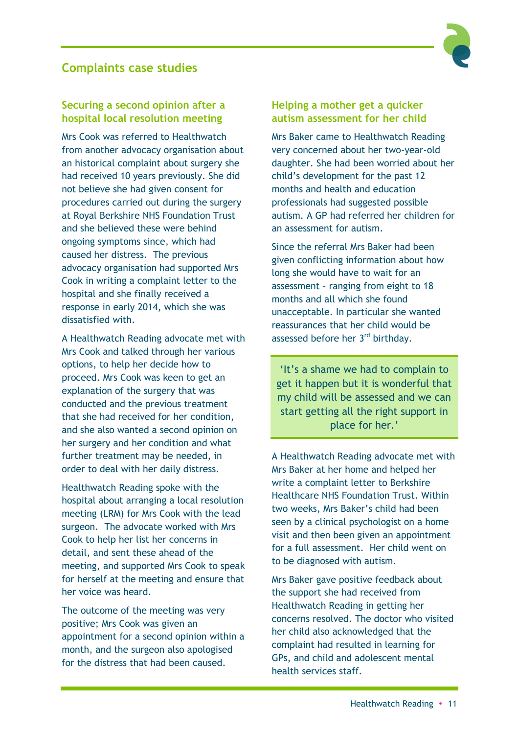## Complaints case studies

### Securing a second opinion after a hospital local resolution meeting

Mrs Cook was referred to Healthwatch from another advocacy organisation about an historical complaint about surgery she had received 10 years previously. She did not believe she had given consent for procedures carried out during the surgery at Royal Berkshire NHS Foundation Trust and she believed these were behind ongoing symptoms since, which had caused her distress. The previous advocacy organisation had supported Mrs Cook in writing a complaint letter to the hospital and she finally received a response in early 2014, which she was dissatisfied with.

A Healthwatch Reading advocate met with Mrs Cook and talked through her various options, to help her decide how to proceed. Mrs Cook was keen to get an explanation of the surgery that was conducted and the previous treatment that she had received for her condition, and she also wanted a second opinion on her surgery and her condition and what further treatment may be needed, in order to deal with her daily distress.

Healthwatch Reading spoke with the hospital about arranging a local resolution meeting (LRM) for Mrs Cook with the lead surgeon. The advocate worked with Mrs Cook to help her list her concerns in detail, and sent these ahead of the meeting, and supported Mrs Cook to speak for herself at the meeting and ensure that her voice was heard.

The outcome of the meeting was very positive; Mrs Cook was given an appointment for a second opinion within a month, and the surgeon also apologised for the distress that had been caused.

### Helping a mother get a quicker autism assessment for her child

Mrs Baker came to Healthwatch Reading very concerned about her two-year-old daughter. She had been worried about her child's development for the past 12 months and health and education professionals had suggested possible autism. A GP had referred her children for an assessment for autism.

Since the referral Mrs Baker had been given conflicting information about how long she would have to wait for an assessment – ranging from eight to 18 months and all which she found unacceptable. In particular she wanted reassurances that her child would be assessed before her 3rd birthday.

> 'It's a shame we had to complain to get it happen but it is wonderful that my child will be assessed and we can start getting all the right support in place for her.'

A Healthwatch Reading advocate met with Mrs Baker at her home and helped her write a complaint letter to Berkshire Healthcare NHS Foundation Trust. Within two weeks, Mrs Baker's child had been seen by a clinical psychologist on a home visit and then been given an appointment for a full assessment. Her child went on to be diagnosed with autism.

Mrs Baker gave positive feedback about the support she had received from Healthwatch Reading in getting her concerns resolved. The doctor who visited her child also acknowledged that the complaint had resulted in learning for GPs, and child and adolescent mental health services staff.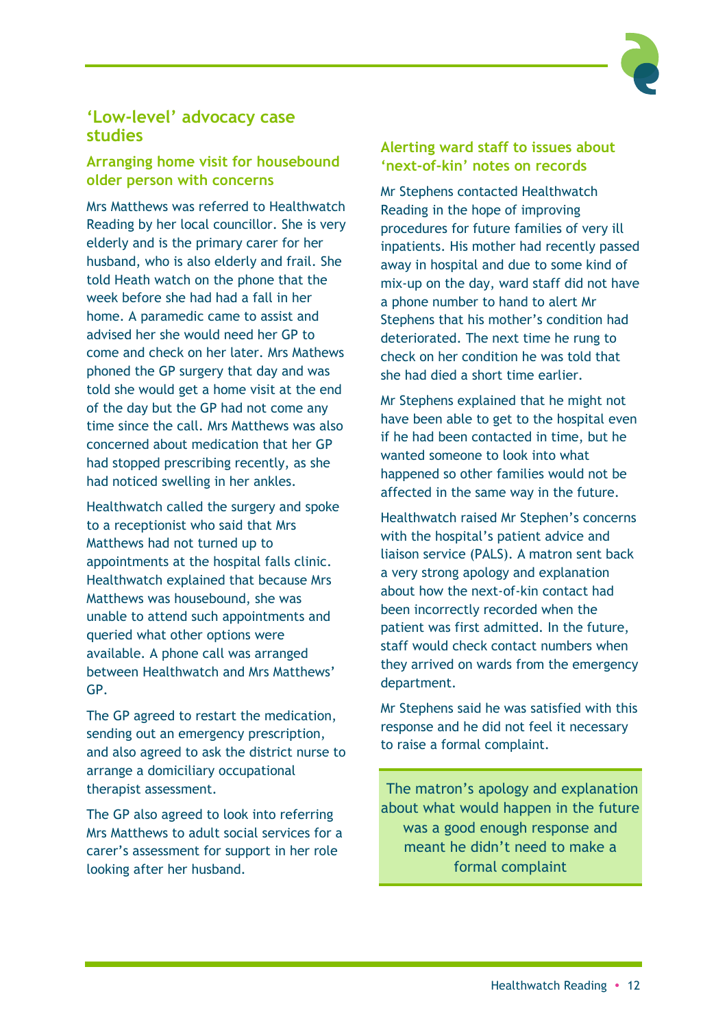## 'Low-level' advocacy case studies

### Arranging home visit for housebound older person with concerns

Mrs Matthews was referred to Healthwatch Reading by her local councillor. She is very elderly and is the primary carer for her husband, who is also elderly and frail. She told Heath watch on the phone that the week before she had had a fall in her home. A paramedic came to assist and advised her she would need her GP to come and check on her later. Mrs Mathews phoned the GP surgery that day and was told she would get a home visit at the end of the day but the GP had not come any time since the call. Mrs Matthews was also concerned about medication that her GP had stopped prescribing recently, as she had noticed swelling in her ankles.

Healthwatch called the surgery and spoke to a receptionist who said that Mrs Matthews had not turned up to appointments at the hospital falls clinic. Healthwatch explained that because Mrs Matthews was housebound, she was unable to attend such appointments and queried what other options were available. A phone call was arranged between Healthwatch and Mrs Matthews' GP.

The GP agreed to restart the medication, sending out an emergency prescription, and also agreed to ask the district nurse to arrange a domiciliary occupational therapist assessment.

The GP also agreed to look into referring Mrs Matthews to adult social services for a carer's assessment for support in her role looking after her husband.

### Alerting ward staff to issues about 'next-of-kin' notes on records

Mr Stephens contacted Healthwatch Reading in the hope of improving procedures for future families of very ill inpatients. His mother had recently passed away in hospital and due to some kind of mix-up on the day, ward staff did not have a phone number to hand to alert Mr Stephens that his mother's condition had deteriorated. The next time he rung to check on her condition he was told that she had died a short time earlier.

Mr Stephens explained that he might not have been able to get to the hospital even if he had been contacted in time, but he wanted someone to look into what happened so other families would not be affected in the same way in the future.

Healthwatch raised Mr Stephen's concerns with the hospital's patient advice and liaison service (PALS). A matron sent back a very strong apology and explanation about how the next-of-kin contact had been incorrectly recorded when the patient was first admitted. In the future, staff would check contact numbers when they arrived on wards from the emergency department.

Mr Stephens said he was satisfied with this response and he did not feel it necessary to raise a formal complaint.

> The matron's apology and explanation about what would happen in the future was a good enough response and meant he didn't need to make a formal complaint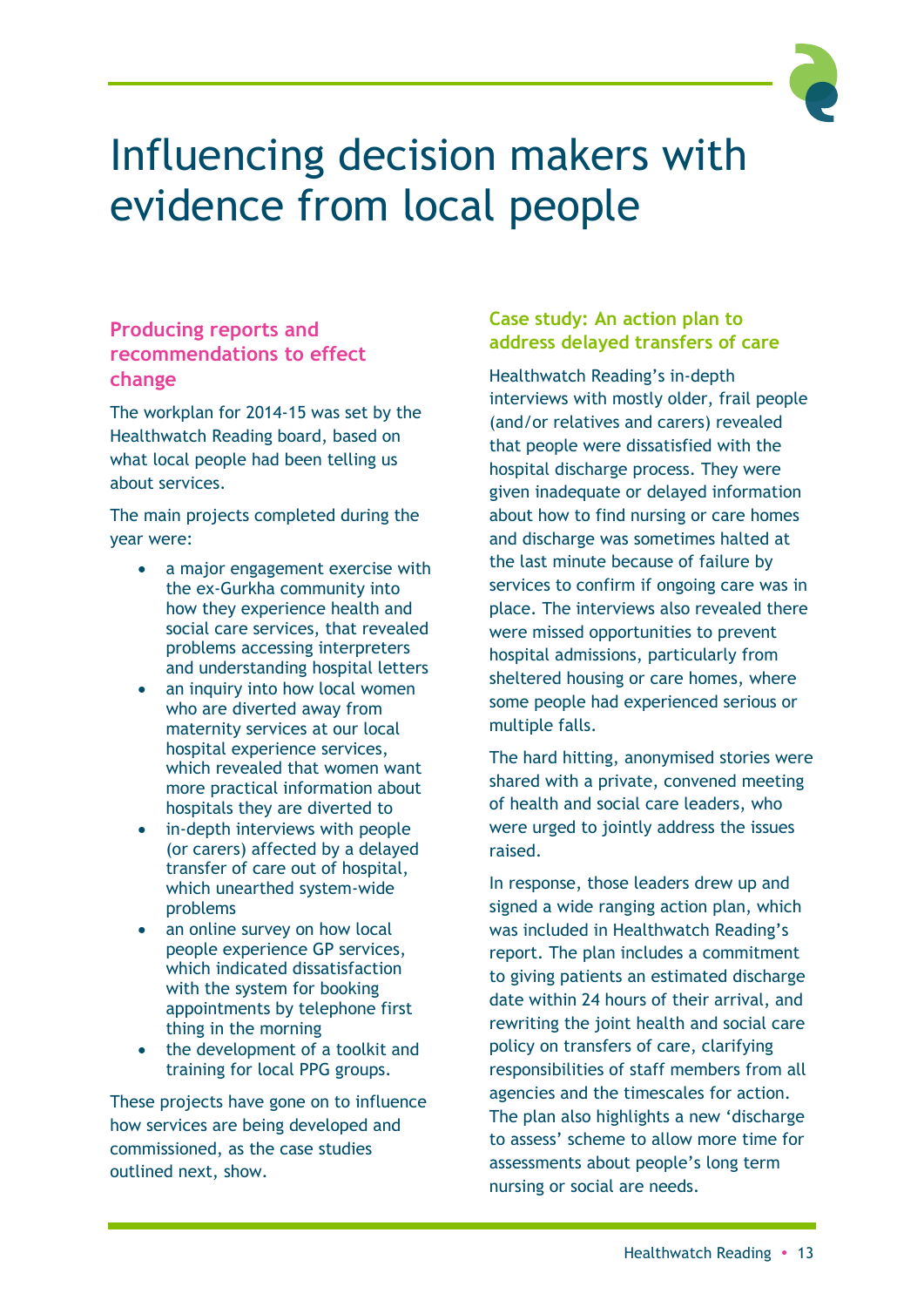# Influencing decision makers with evidence from local people

## Producing reports and recommendations to effect change

The workplan for 2014-15 was set by the Healthwatch Reading board, based on what local people had been telling us about services.

The main projects completed during the year were:

- a major engagement exercise with the ex-Gurkha community into how they experience health and social care services, that revealed problems accessing interpreters and understanding hospital letters
- an inquiry into how local women who are diverted away from maternity services at our local hospital experience services, which revealed that women want more practical information about hospitals they are diverted to
- in-depth interviews with people (or carers) affected by a delayed transfer of care out of hospital, which unearthed system-wide problems
- an online survey on how local people experience GP services, which indicated dissatisfaction with the system for booking appointments by telephone first thing in the morning
- the development of a toolkit and training for local PPG groups.

These projects have gone on to influence how services are being developed and commissioned, as the case studies outlined next, show.

### Case study: An action plan to address delayed transfers of care

Healthwatch Reading's in-depth interviews with mostly older, frail people (and/or relatives and carers) revealed that people were dissatisfied with the hospital discharge process. They were given inadequate or delayed information about how to find nursing or care homes and discharge was sometimes halted at the last minute because of failure by services to confirm if ongoing care was in place. The interviews also revealed there were missed opportunities to prevent hospital admissions, particularly from sheltered housing or care homes, where some people had experienced serious or multiple falls.

The hard hitting, anonymised stories were shared with a private, convened meeting of health and social care leaders, who were urged to jointly address the issues raised.

In response, those leaders drew up and signed a wide ranging action plan, which was included in Healthwatch Reading's report. The plan includes a commitment to giving patients an estimated discharge date within 24 hours of their arrival, and rewriting the joint health and social care policy on transfers of care, clarifying responsibilities of staff members from all agencies and the timescales for action. The plan also highlights a new 'discharge to assess' scheme to allow more time for assessments about people's long term nursing or social are needs.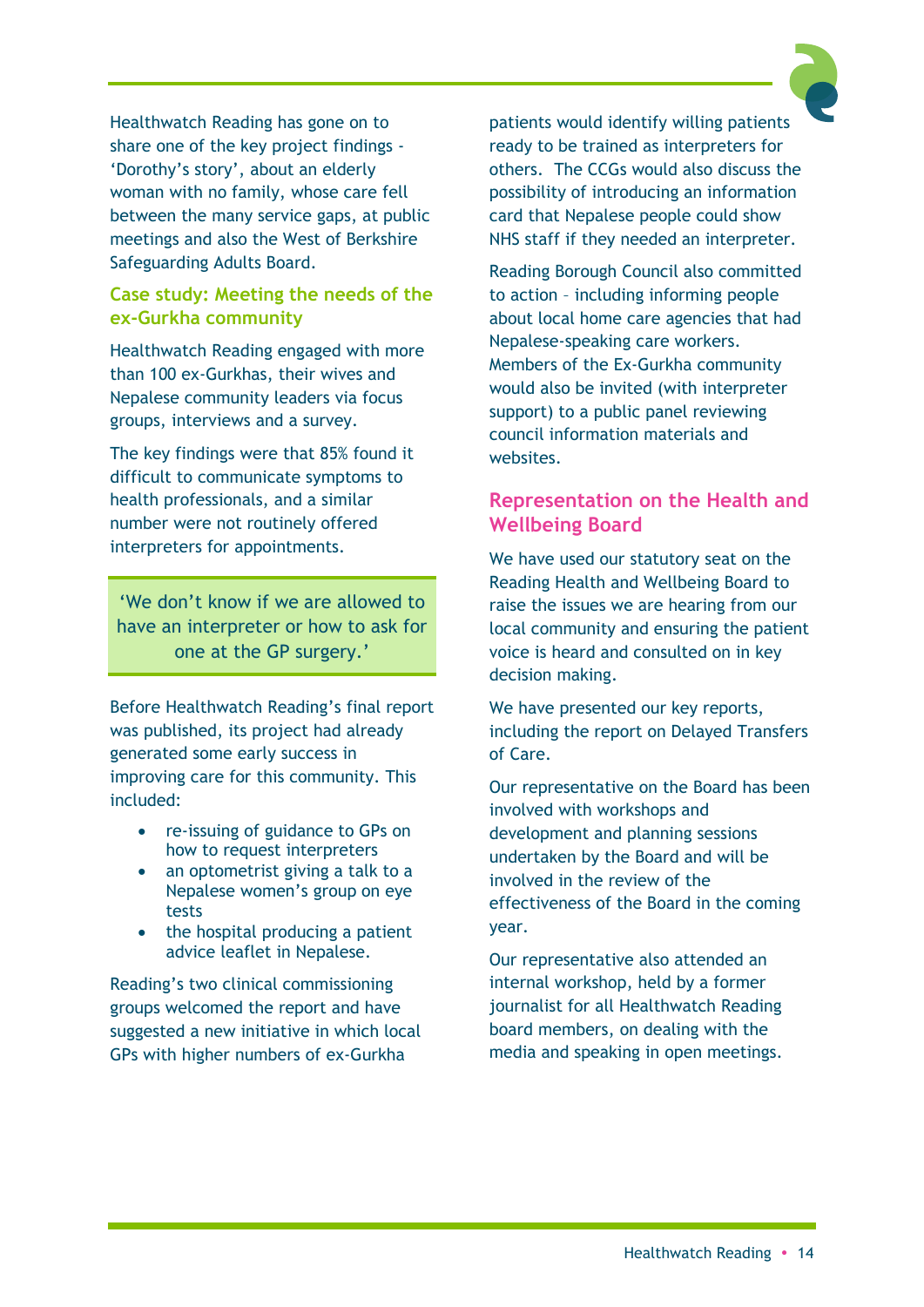Healthwatch Reading has gone on to share one of the key project findings - 'Dorothy's story', about an elderly woman with no family, whose care fell between the many service gaps, at public meetings and also the West of Berkshire Safeguarding Adults Board.

### Case study: Meeting the needs of the ex-Gurkha community

Healthwatch Reading engaged with more than 100 ex-Gurkhas, their wives and Nepalese community leaders via focus groups, interviews and a survey.

The key findings were that 85% found it difficult to communicate symptoms to health professionals, and a similar number were not routinely offered interpreters for appointments.

> 'We don't know if we are allowed to have an interpreter or how to ask for one at the GP surgery.'

Before Healthwatch Reading's final report was published, its project had already generated some early success in improving care for this community. This included:

- re-issuing of guidance to GPs on how to request interpreters
- an optometrist giving a talk to a Nepalese women's group on eye tests
- the hospital producing a patient advice leaflet in Nepalese.

Reading's two clinical commissioning groups welcomed the report and have suggested a new initiative in which local GPs with higher numbers of ex-Gurkha patients would identify willing patients ready to be trained as interpreters for others. The CCGs would also discuss the possibility of introducing an information card that Nepalese people could show NHS staff if they needed an interpreter.

Reading Borough Council also committed to action – including informing people about local home care agencies that had Nepalese-speaking care workers. Members of the Ex-Gurkha community would also be invited (with interpreter support) to a public panel reviewing council information materials and websites.

## Representation on the Health and Wellbeing Board

We have used our statutory seat on the Reading Health and Wellbeing Board to raise the issues we are hearing from our local community and ensuring the patient voice is heard and consulted on in key decision making.

We have presented our key reports, including the report on Delayed Transfers of Care.

Our representative on the Board has been involved with workshops and development and planning sessions undertaken by the Board and will be involved in the review of the effectiveness of the Board in the coming year.

Our representative also attended an internal workshop, held by a former journalist for all Healthwatch Reading board members, on dealing with the media and speaking in open meetings.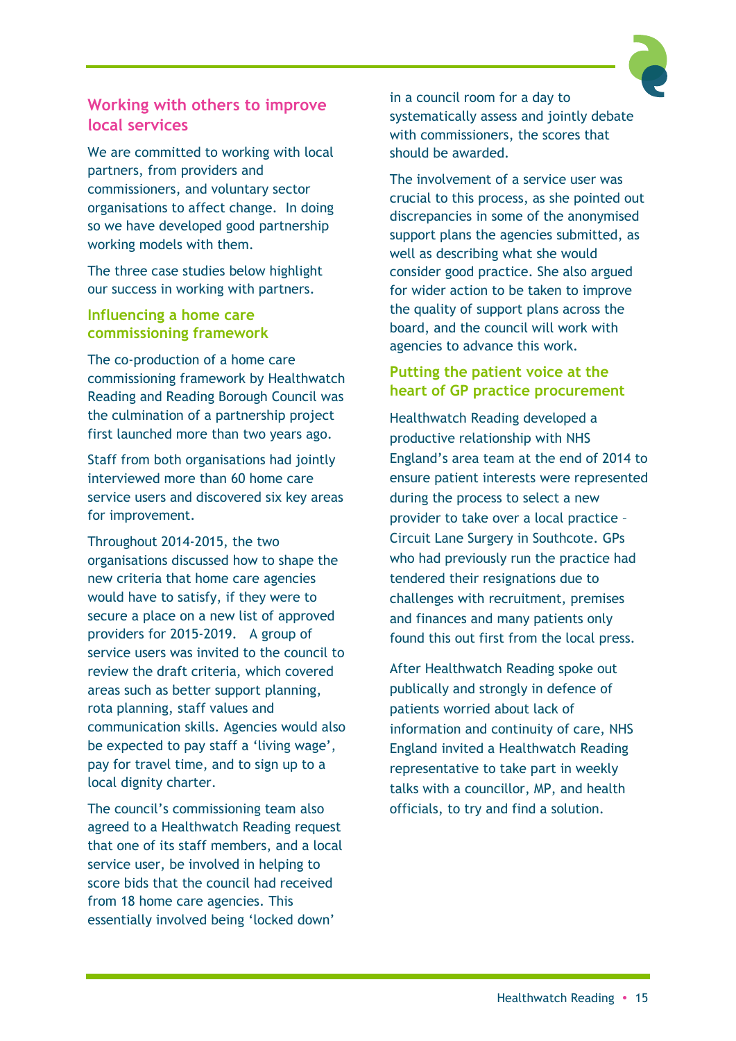## Working with others to improve local services

We are committed to working with local partners, from providers and commissioners, and voluntary sector organisations to affect change. In doing so we have developed good partnership working models with them.

The three case studies below highlight our success in working with partners.

### Influencing a home care commissioning framework

The co-production of a home care commissioning framework by Healthwatch Reading and Reading Borough Council was the culmination of a partnership project first launched more than two years ago.

Staff from both organisations had jointly interviewed more than 60 home care service users and discovered six key areas for improvement.

Throughout 2014-2015, the two organisations discussed how to shape the new criteria that home care agencies would have to satisfy, if they were to secure a place on a new list of approved providers for 2015-2019. A group of service users was invited to the council to review the draft criteria, which covered areas such as better support planning, rota planning, staff values and communication skills. Agencies would also be expected to pay staff a 'living wage', pay for travel time, and to sign up to a local dignity charter.

The council's commissioning team also agreed to a Healthwatch Reading request that one of its staff members, and a local service user, be involved in helping to score bids that the council had received from 18 home care agencies. This essentially involved being 'locked down' in a council room for a day to systematically assess and jointly debate with commissioners, the scores that should be awarded.

The involvement of a service user was crucial to this process, as she pointed out discrepancies in some of the anonymised support plans the agencies submitted, as well as describing what she would consider good practice. She also argued for wider action to be taken to improve the quality of support plans across the board, and the council will work with agencies to advance this work.

### Putting the patient voice at the heart of GP practice procurement

Healthwatch Reading developed a productive relationship with NHS England's area team at the end of 2014 to ensure patient interests were represented during the process to select a new provider to take over a local practice – Circuit Lane Surgery in Southcote. GPs who had previously run the practice had tendered their resignations due to challenges with recruitment, premises and finances and many patients only found this out first from the local press.

After Healthwatch Reading spoke out publically and strongly in defence of patients worried about lack of information and continuity of care, NHS England invited a Healthwatch Reading representative to take part in weekly talks with a councillor, MP, and health officials, to try and find a solution.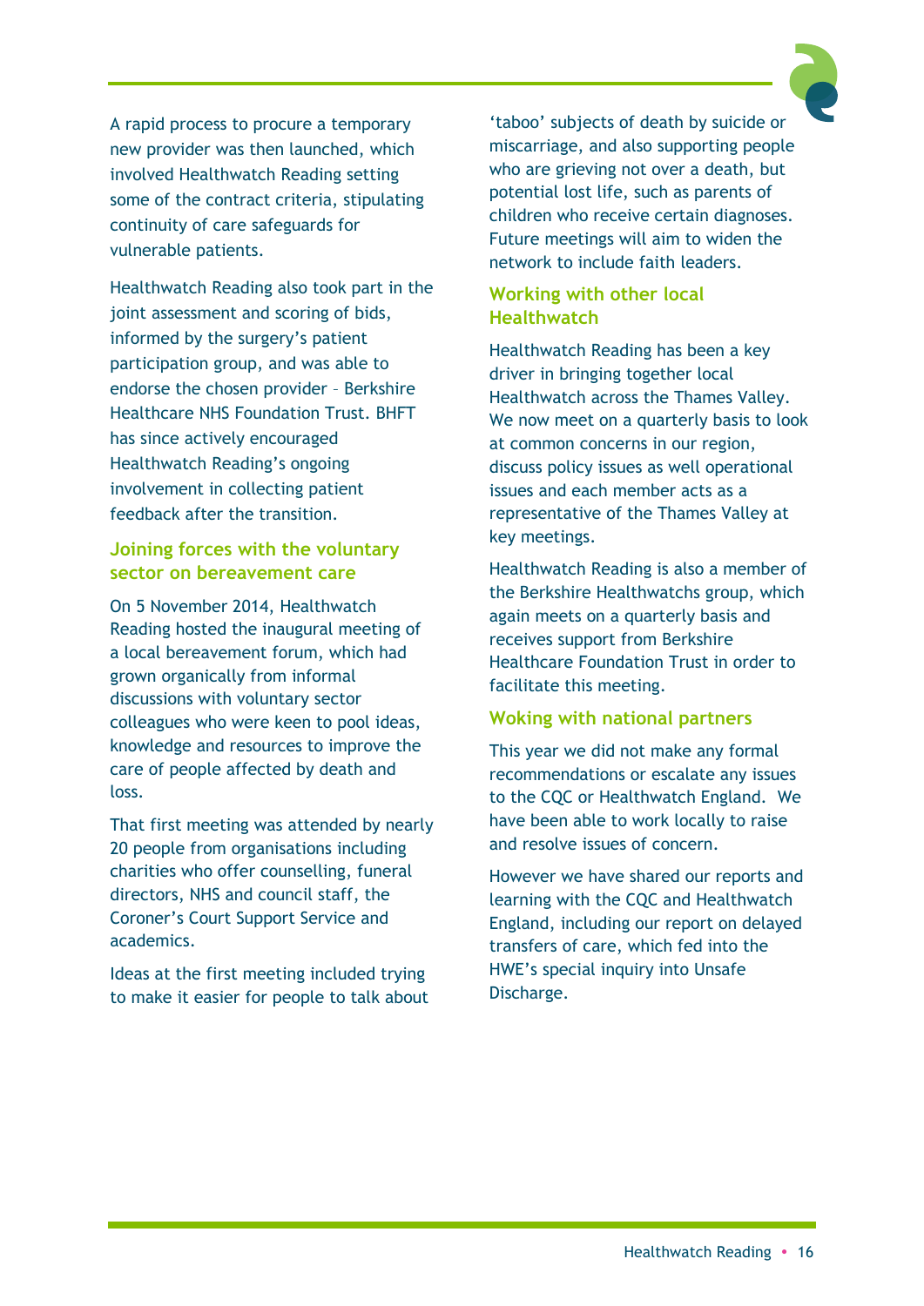A rapid process to procure a temporary new provider was then launched, which involved Healthwatch Reading setting some of the contract criteria, stipulating continuity of care safeguards for vulnerable patients.

Healthwatch Reading also took part in the joint assessment and scoring of bids, informed by the surgery's patient participation group, and was able to endorse the chosen provider – Berkshire Healthcare NHS Foundation Trust. BHFT has since actively encouraged Healthwatch Reading's ongoing involvement in collecting patient feedback after the transition.

### Joining forces with the voluntary sector on bereavement care

On 5 November 2014, Healthwatch Reading hosted the inaugural meeting of a local bereavement forum, which had grown organically from informal discussions with voluntary sector colleagues who were keen to pool ideas, knowledge and resources to improve the care of people affected by death and loss.

That first meeting was attended by nearly 20 people from organisations including charities who offer counselling, funeral directors, NHS and council staff, the Coroner's Court Support Service and academics.

Ideas at the first meeting included trying to make it easier for people to talk about 'taboo' subjects of death by suicide or miscarriage, and also supporting people who are grieving not over a death, but potential lost life, such as parents of children who receive certain diagnoses. Future meetings will aim to widen the network to include faith leaders.

### Working with other local Healthwatch

Healthwatch Reading has been a key driver in bringing together local Healthwatch across the Thames Valley. We now meet on a quarterly basis to look at common concerns in our region, discuss policy issues as well operational issues and each member acts as a representative of the Thames Valley at key meetings.

Healthwatch Reading is also a member of the Berkshire Healthwatchs group, which again meets on a quarterly basis and receives support from Berkshire Healthcare Foundation Trust in order to facilitate this meeting.

### Woking with national partners

This year we did not make any formal recommendations or escalate any issues to the CQC or Healthwatch England. We have been able to work locally to raise and resolve issues of concern.

However we have shared our reports and learning with the CQC and Healthwatch England, including our report on delayed transfers of care, which fed into the HWE's special inquiry into Unsafe Discharge.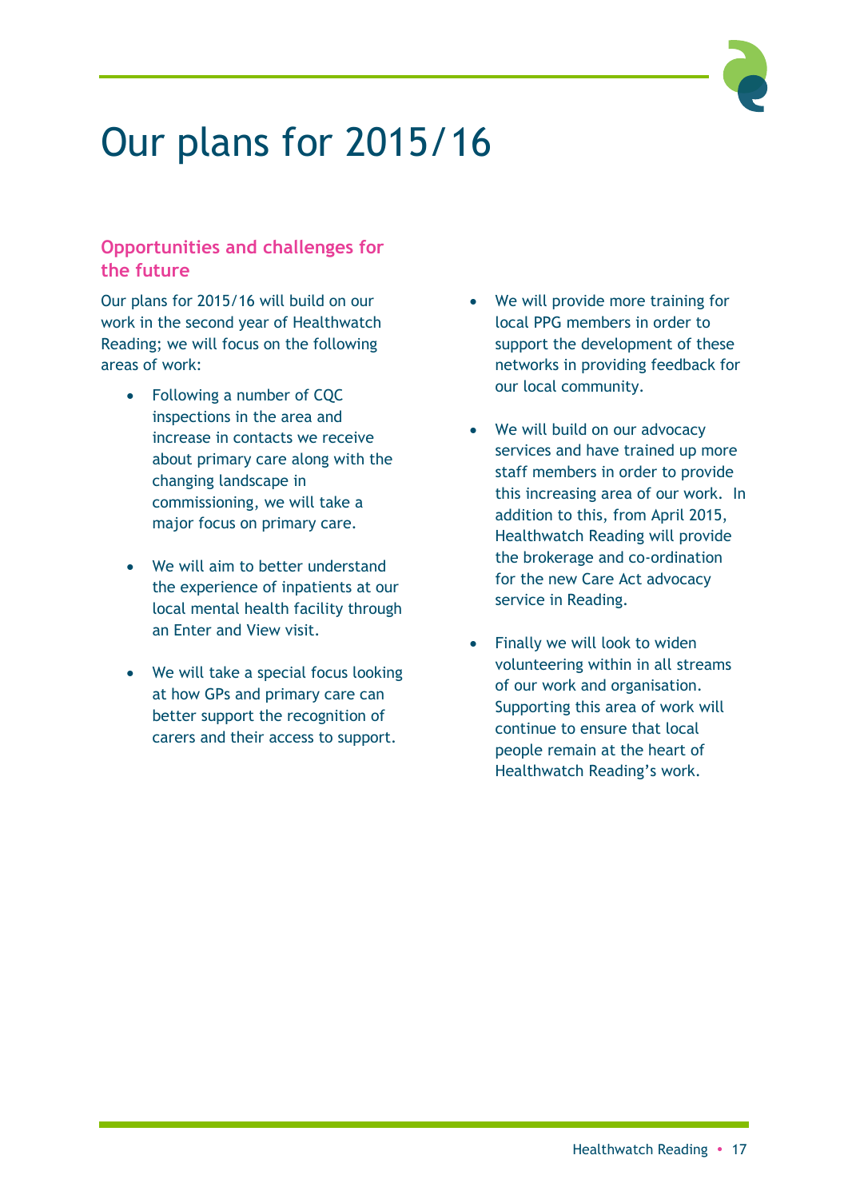# Our plans for 2015/16

## Opportunities and challenges for the future

Our plans for 2015/16 will build on our work in the second year of Healthwatch Reading; we will focus on the following areas of work:

- Following a number of CQC inspections in the area and increase in contacts we receive about primary care along with the changing landscape in commissioning, we will take a major focus on primary care.
- We will aim to better understand the experience of inpatients at our local mental health facility through an Enter and View visit.
- We will take a special focus looking at how GPs and primary care can better support the recognition of carers and their access to support.
- We will provide more training for local PPG members in order to support the development of these networks in providing feedback for our local community.
- We will build on our advocacy services and have trained up more staff members in order to provide this increasing area of our work. In addition to this, from April 2015, Healthwatch Reading will provide the brokerage and co-ordination for the new Care Act advocacy service in Reading.
- Finally we will look to widen volunteering within in all streams of our work and organisation. Supporting this area of work will continue to ensure that local people remain at the heart of Healthwatch Reading's work.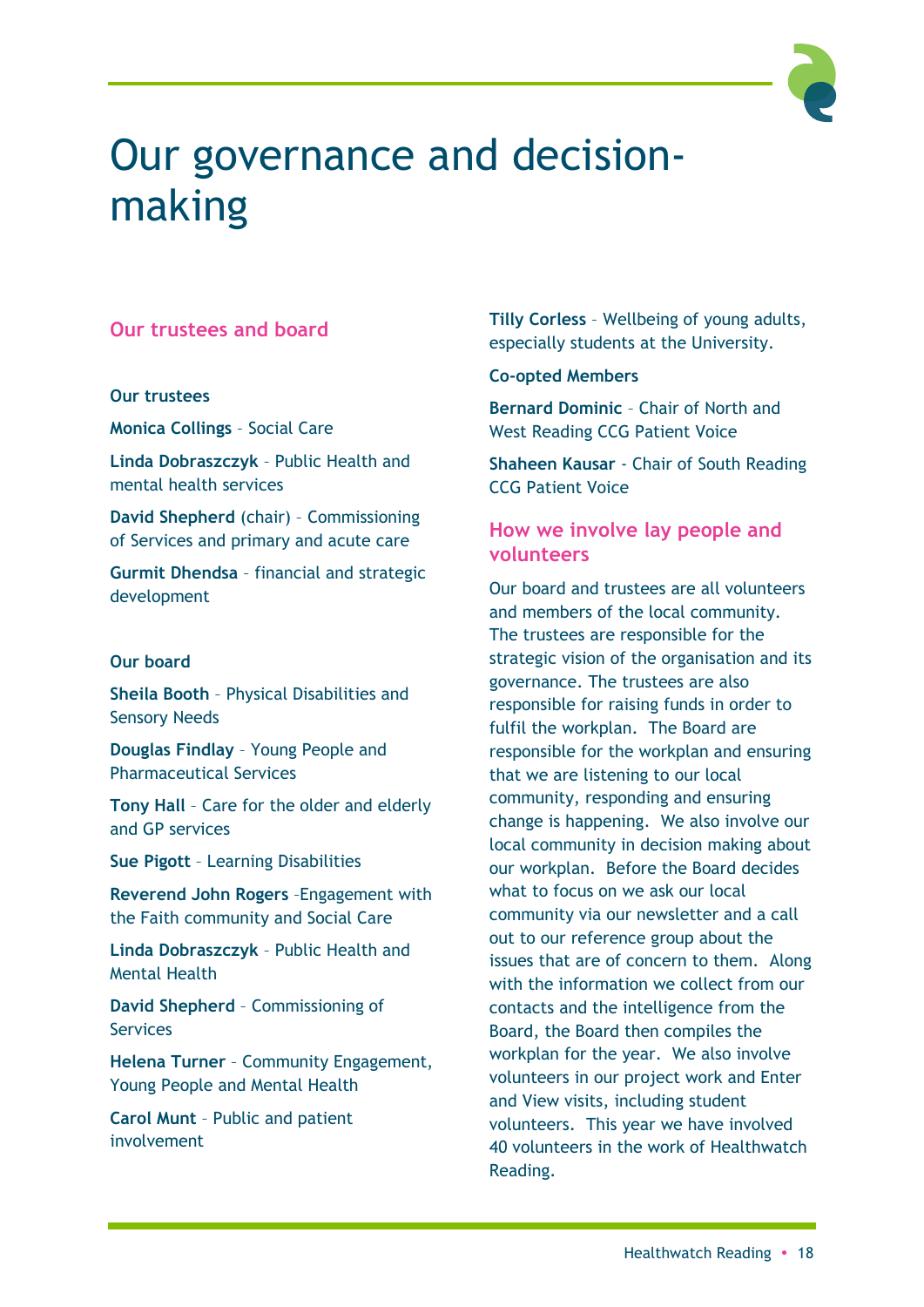# Our governance and decision-making

## Our trustees and board

**Our trustees**

**Monica Collings** - Social Care

**Linda Dobraszczyk** – Public Health and mental health services

**David Shepherd** (chair) – Commissioning of Services and primary and acute care

**Gurmit Dhendsa** – financial and strategic development

**Our board**

**Sheila Booth** – Physical Disabilities and Sensory Needs

**Douglas Findlay** – Young People and Pharmaceutical Services

**Tony Hall** – Care for the older and elderly and GP services

**Sue Pigott** – Learning Disabilities

**Reverend John Rogers** –Engagement with the Faith community and Social Care

**Linda Dobraszczyk** – Public Health and Mental Health

**David Shepherd** – Commissioning of Services

**Helena Turner** – Community Engagement, Young People and Mental Health

**Carol Munt** – Public and patient involvement

**Tilly Corless** – Wellbeing of young adults, especially students at the University.

**Co-opted Members**

**Bernard Dominic** – Chair of North and West Reading CCG Patient Voice

**Shaheen Kausar** - Chair of South Reading CCG Patient Voice

## How we involve lay people and volunteers

Our board and trustees are all volunteers and members of the local community. The trustees are responsible for the strategic vision of the organisation and its governance. The trustees are also responsible for raising funds in order to fulfil the workplan. The Board are responsible for the workplan and ensuring that we are listening to our local community, responding and ensuring change is happening. We also involve our local community in decision making about our workplan. Before the Board decides what to focus on we ask our local community via our newsletter and a call out to our reference group about the issues that are of concern to them. Along with the information we collect from our contacts and the intelligence from the Board, the Board then compiles the workplan for the year. We also involve volunteers in our project work and Enter and View visits, including student volunteers. This year we have involved 40 volunteers in the work of Healthwatch Reading.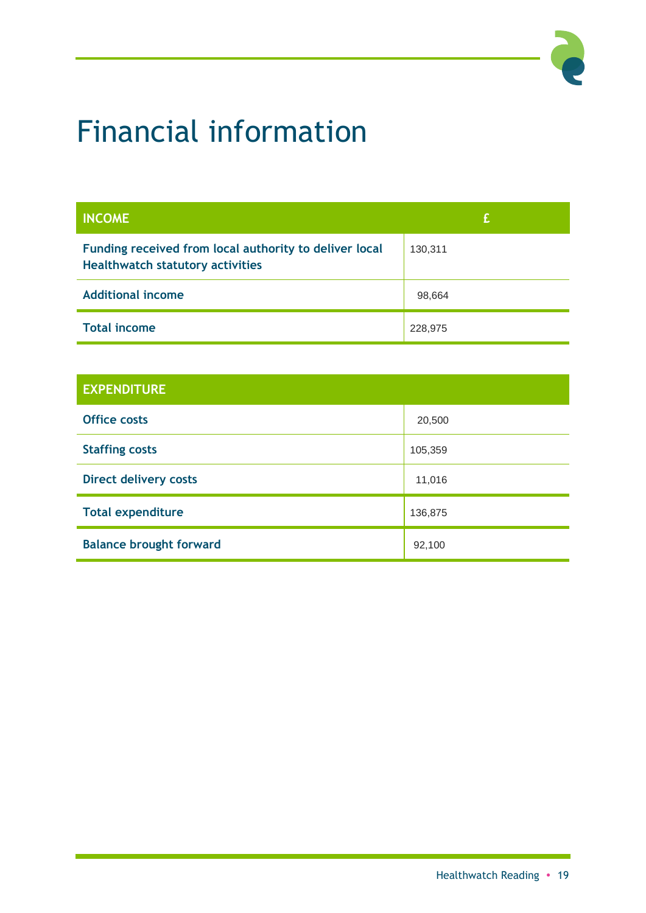# Financial information

| INCOME | £ |
|---|---|
| Funding received from local authority to deliver local Healthwatch statutory activities | 130,311 |
| Additional income | 98,664 |
| Total income | 228,975 |

| EXPENDITURE | |
|---|---|
| Office costs | 20,500 |
| Staffing costs | 105,359 |
| Direct delivery costs | 11,016 |
| Total expenditure | 136,875 |
| Balance brought forward | 92,100 |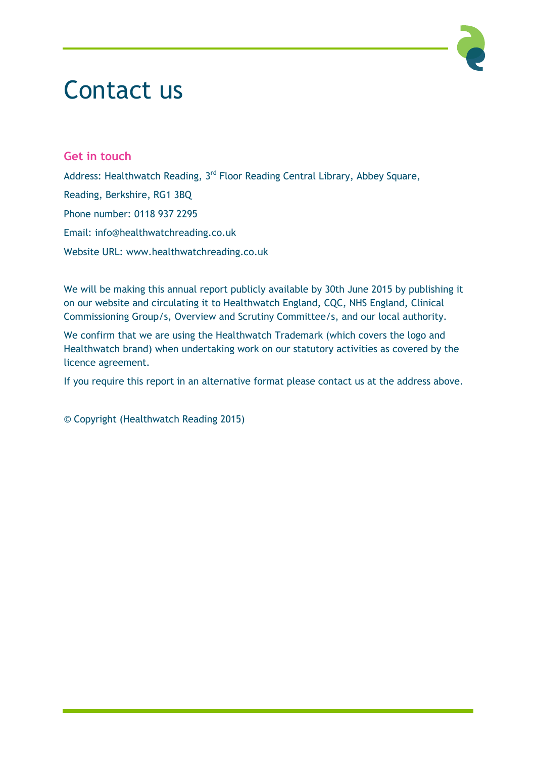# Contact us

## Get in touch

Address: Healthwatch Reading, 3rd Floor Reading Central Library, Abbey Square, Reading, Berkshire, RG1 3BQ

Phone number: 0118 937 2295

Email: info@healthwatchreading.co.uk

Website URL: www.healthwatchreading.co.uk

We will be making this annual report publicly available by 30th June 2015 by publishing it on our website and circulating it to Healthwatch England, CQC, NHS England, Clinical Commissioning Group/s, Overview and Scrutiny Committee/s, and our local authority.

We confirm that we are using the Healthwatch Trademark (which covers the logo and Healthwatch brand) when undertaking work on our statutory activities as covered by the licence agreement.

If you require this report in an alternative format please contact us at the address above.

© Copyright (Healthwatch Reading 2015)